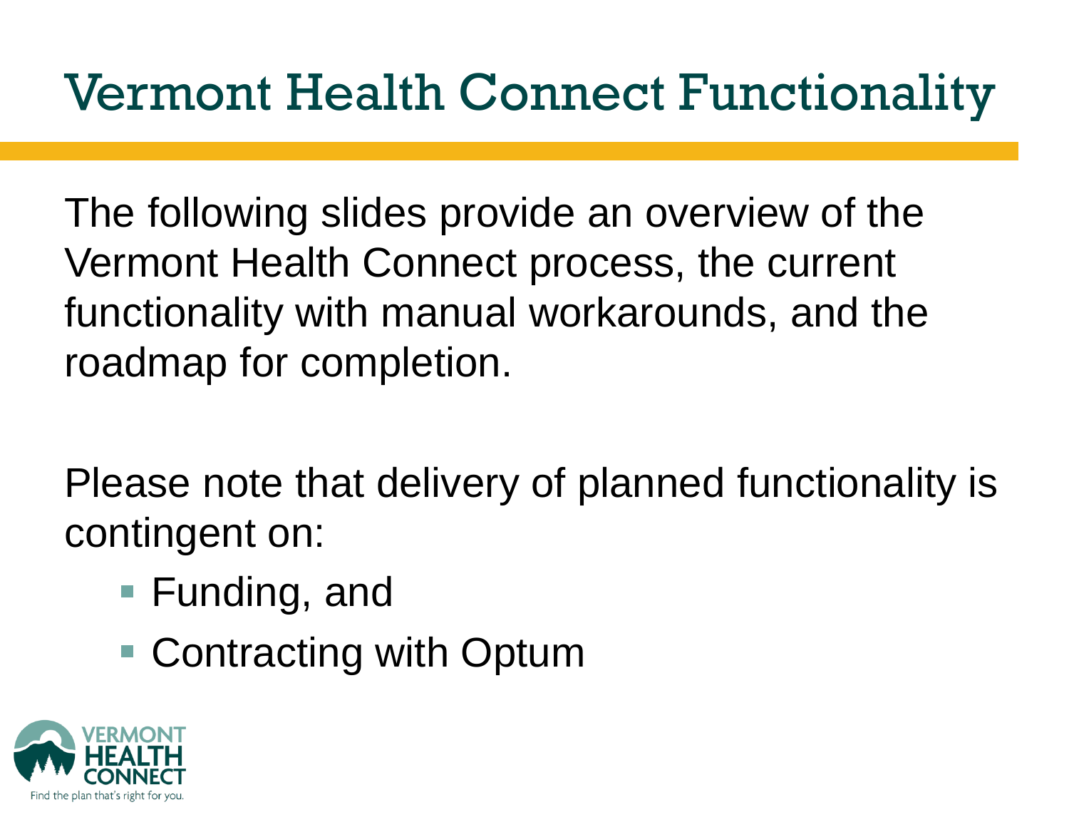# Vermont Health Connect Functionality

The following slides provide an overview of the Vermont Health Connect process, the current functionality with manual workarounds, and the roadmap for completion.

Please note that delivery of planned functionality is contingent on:

- Funding, and
- Contracting with Optum

VERMONT HEALTH CONNECT
Find the plan that's right for you.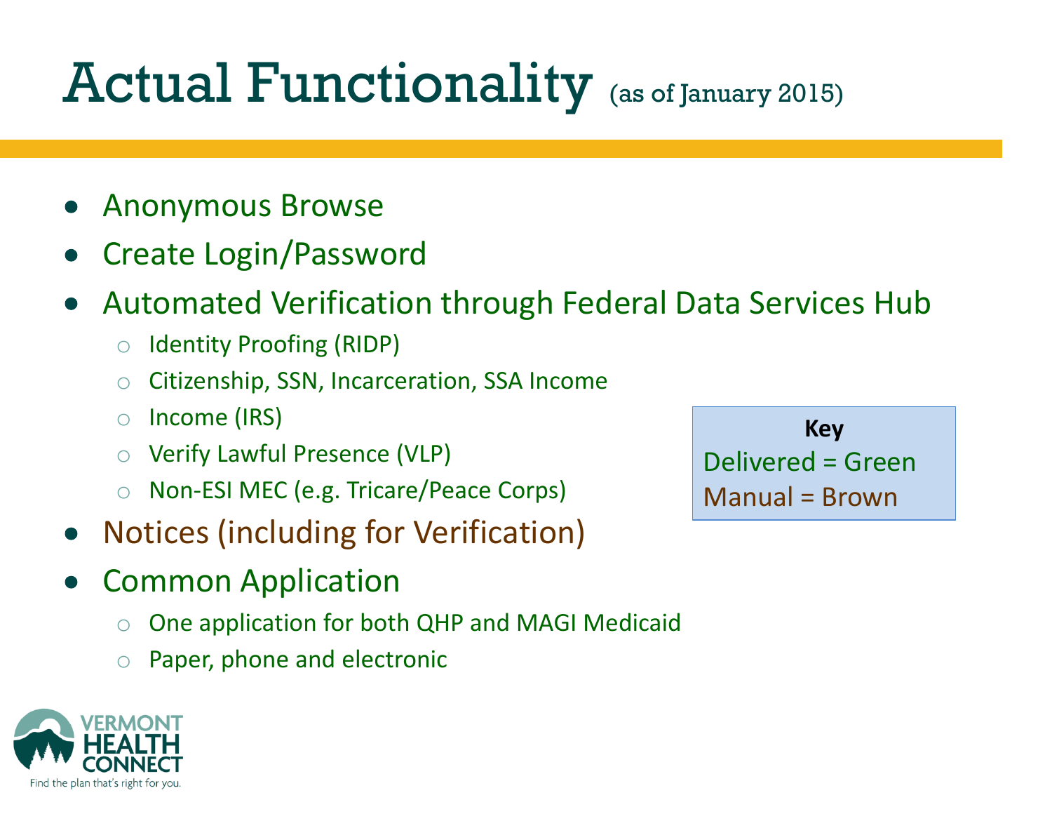# Actual Functionality (as of January 2015)

- Anonymous Browse
- Create Login/Password
- Automated Verification through Federal Data Services Hub
  - Identity Proofing (RIDP)
  - Citizenship, SSN, Incarceration, SSA Income
  - Income (IRS)
  - Verify Lawful Presence (VLP)
  - Non-ESI MEC (e.g. Tricare/Peace Corps)
- Notices (including for Verification)
- Common Application
  - One application for both QHP and MAGI Medicaid
  - Paper, phone and electronic

**Key**

Delivered = Green

Manual = Brown

VERMONT HEALTH CONNECT

Find the plan that's right for you.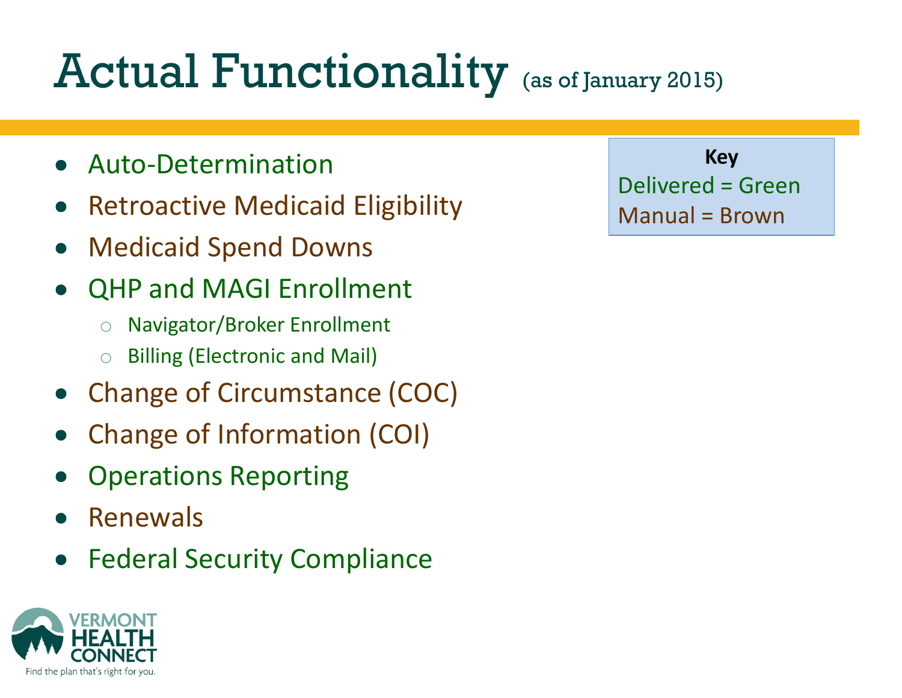# Actual Functionality (as of January 2015)

- Auto-Determination
- Retroactive Medicaid Eligibility
- Medicaid Spend Downs
- QHP and MAGI Enrollment
  - Navigator/Broker Enrollment
  - Billing (Electronic and Mail)
- Change of Circumstance (COC)
- Change of Information (COI)
- Operations Reporting
- Renewals
- Federal Security Compliance

**Key**

Delivered = Green

Manual = Brown

VERMONT HEALTH CONNECT

Find the plan that's right for you.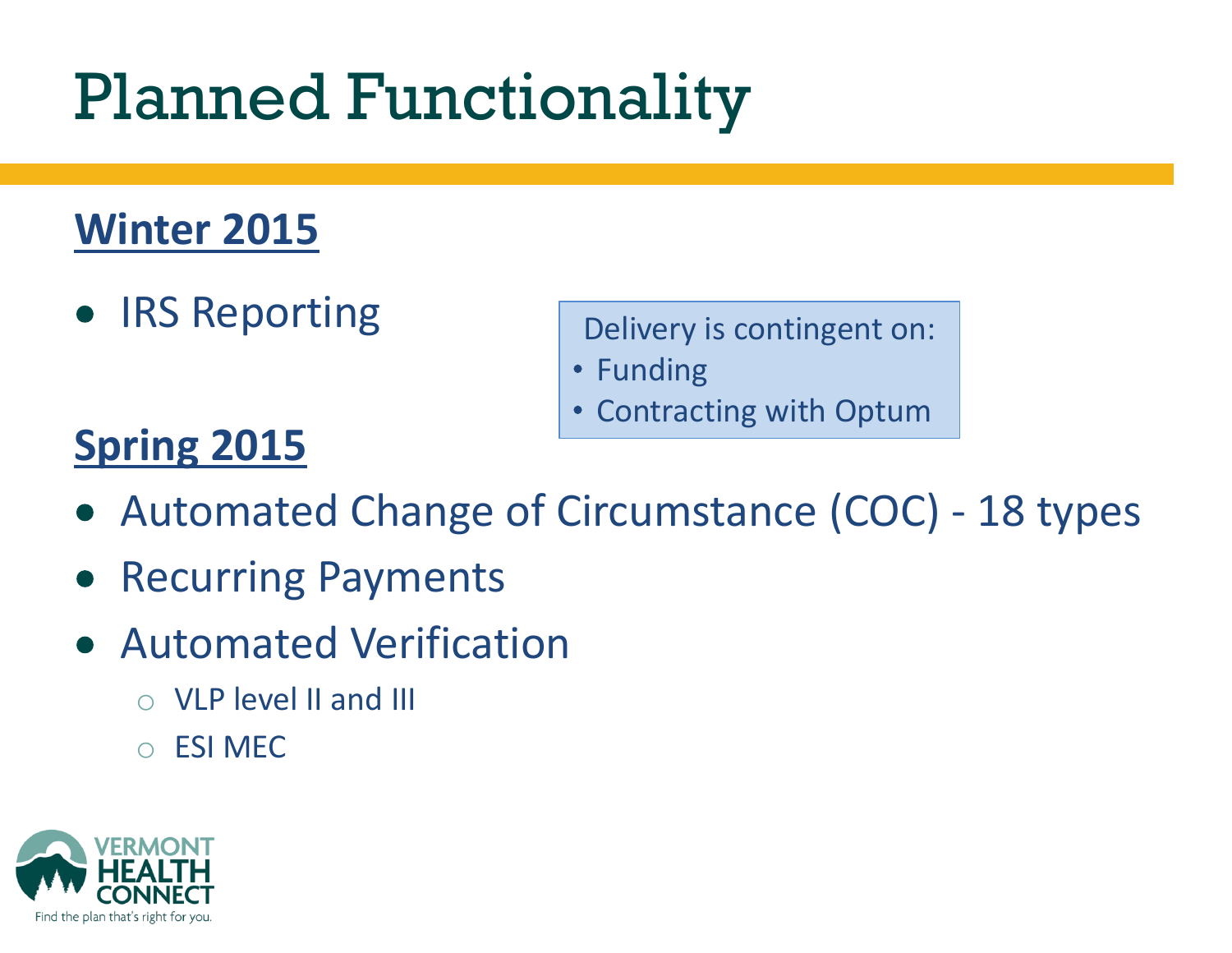# Planned Functionality

## Winter 2015

- IRS Reporting

Delivery is contingent on:
- Funding
- Contracting with Optum

## Spring 2015

- Automated Change of Circumstance (COC) - 18 types
- Recurring Payments
- Automated Verification
  - VLP level II and III
  - ESI MEC

VERMONT HEALTH CONNECT
Find the plan that's right for you.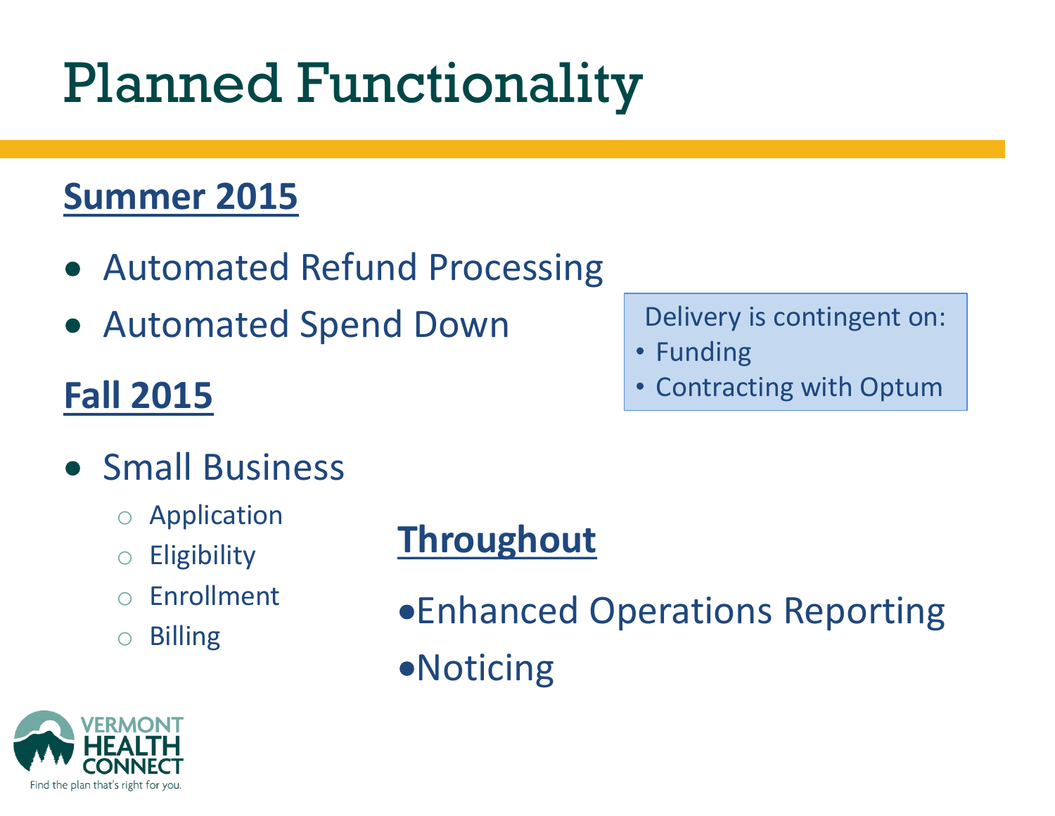# Planned Functionality

**Summer 2015**

- Automated Refund Processing
- Automated Spend Down

Delivery is contingent on:

- Funding
- Contracting with Optum

**Fall 2015**

- Small Business
  - Application
  - Eligibility
  - Enrollment
  - Billing

**Throughout**

- Enhanced Operations Reporting
- Noticing

VERMONT HEALTH CONNECT

Find the plan that's right for you.